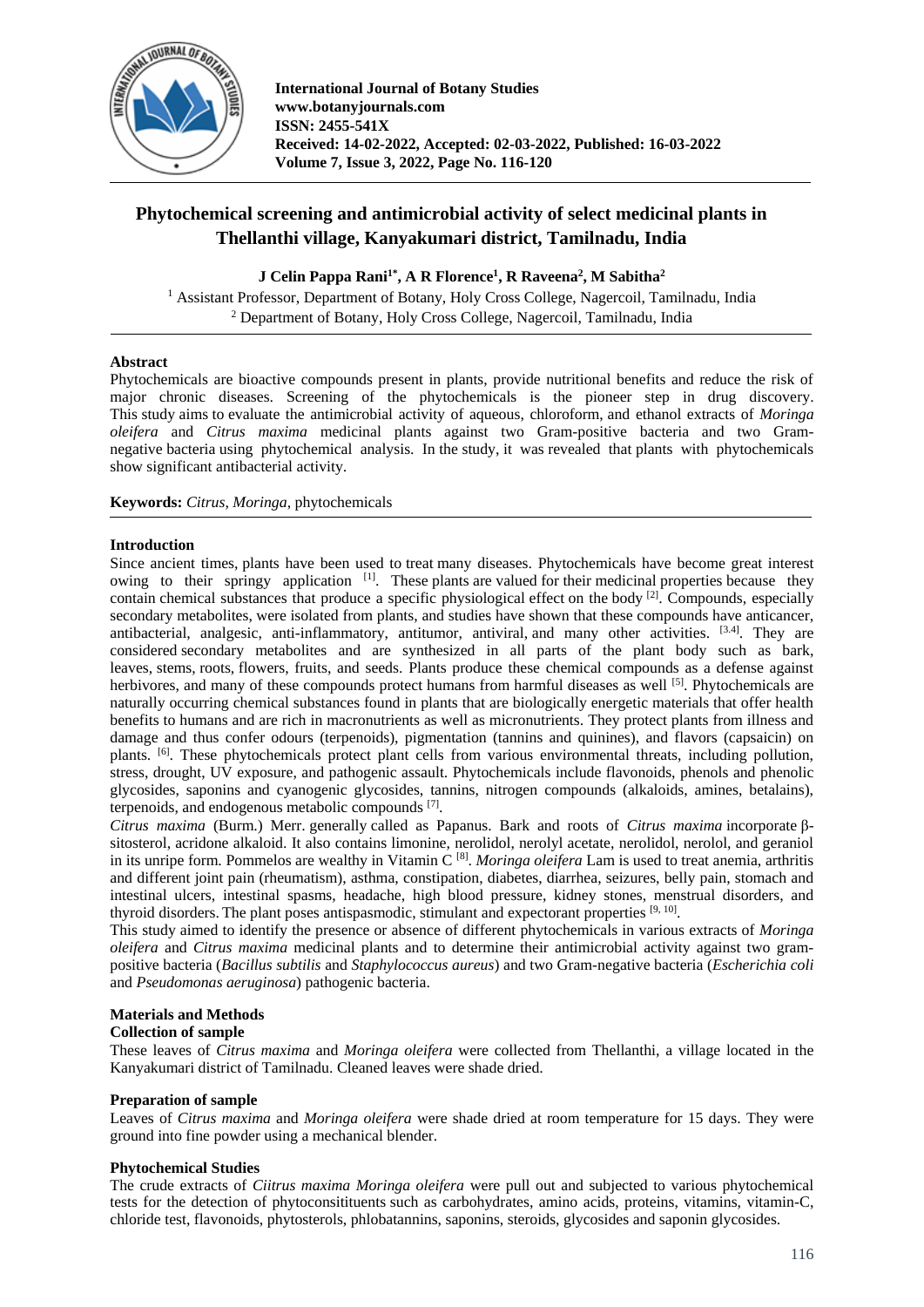# Phytochemical screening and antimicrobial activity of select medicinal plants in Thellanthi village, Kanyakumari district, Tamilnadu, India

**J Celin Pappa Rani[1*], A R Florence[1], R Raveena[2], M Sabitha[2]**

[1] Assistant Professor, Department of Botany, Holy Cross College, Nagercoil, Tamilnadu, India
[2] Department of Botany, Holy Cross College, Nagercoil, Tamilnadu, India

## Abstract

Phytochemicals are bioactive compounds present in plants, provide nutritional benefits and reduce the risk of major chronic diseases. Screening of the phytochemicals is the pioneer step in drug discovery. This study aims to evaluate the antimicrobial activity of aqueous, chloroform, and ethanol extracts of *Moringa oleifera* and *Citrus maxima* medicinal plants against two Gram-positive bacteria and two Gram-negative bacteria using phytochemical analysis. In the study, it was revealed that plants with phytochemicals show significant antibacterial activity.

**Keywords:** *Citrus*, *Moringa*, phytochemicals

## Introduction

Since ancient times, plants have been used to treat many diseases. Phytochemicals have become great interest owing to their springy application [1]. These plants are valued for their medicinal properties because they contain chemical substances that produce a specific physiological effect on the body [2]. Compounds, especially secondary metabolites, were isolated from plants, and studies have shown that these compounds have anticancer, antibacterial, analgesic, anti-inflammatory, antitumor, antiviral, and many other activities. [3,4]. They are considered secondary metabolites and are synthesized in all parts of the plant body such as bark, leaves, stems, roots, flowers, fruits, and seeds. Plants produce these chemical compounds as a defense against herbivores, and many of these compounds protect humans from harmful diseases as well [5]. Phytochemicals are naturally occurring chemical substances found in plants that are biologically energetic materials that offer health benefits to humans and are rich in macronutrients as well as micronutrients. They protect plants from illness and damage and thus confer odours (terpenoids), pigmentation (tannins and quinines), and flavors (capsaicin) on plants. [6]. These phytochemicals protect plant cells from various environmental threats, including pollution, stress, drought, UV exposure, and pathogenic assault. Phytochemicals include flavonoids, phenols and phenolic glycosides, saponins and cyanogenic glycosides, tannins, nitrogen compounds (alkaloids, amines, betalains), terpenoids, and endogenous metabolic compounds [7].

*Citrus maxima* (Burm.) Merr. generally called as Papanus. Bark and roots of *Citrus maxima* incorporate β-sitosterol, acridone alkaloid. It also contains limonine, nerolidol, nerolyl acetate, nerolidol, nerolol, and geraniol in its unripe form. Pommelos are wealthy in Vitamin C [8]. *Moringa oleifera* Lam is used to treat anemia, arthritis and different joint pain (rheumatism), asthma, constipation, diabetes, diarrhea, seizures, belly pain, stomach and intestinal ulcers, intestinal spasms, headache, high blood pressure, kidney stones, menstrual disorders, and thyroid disorders. The plant poses antispasmodic, stimulant and expectorant properties [9, 10].

This study aimed to identify the presence or absence of different phytochemicals in various extracts of *Moringa oleifera* and *Citrus maxima* medicinal plants and to determine their antimicrobial activity against two gram-positive bacteria (*Bacillus subtilis* and *Staphylococcus aureus*) and two Gram-negative bacteria (*Escherichia coli* and *Pseudomonas aeruginosa*) pathogenic bacteria.

## Materials and Methods

### Collection of sample

These leaves of *Citrus maxima* and *Moringa oleifera* were collected from Thellanthi, a village located in the Kanyakumari district of Tamilnadu. Cleaned leaves were shade dried.

### Preparation of sample

Leaves of *Citrus maxima* and *Moringa oleifera* were shade dried at room temperature for 15 days. They were ground into fine powder using a mechanical blender.

### Phytochemical Studies

The crude extracts of *Ciitrus maxima Moringa oleifera* were pull out and subjected to various phytochemical tests for the detection of phytoconsitituents such as carbohydrates, amino acids, proteins, vitamins, vitamin-C, chloride test, flavonoids, phytosterols, phlobatannins, saponins, steroids, glycosides and saponin glycosides.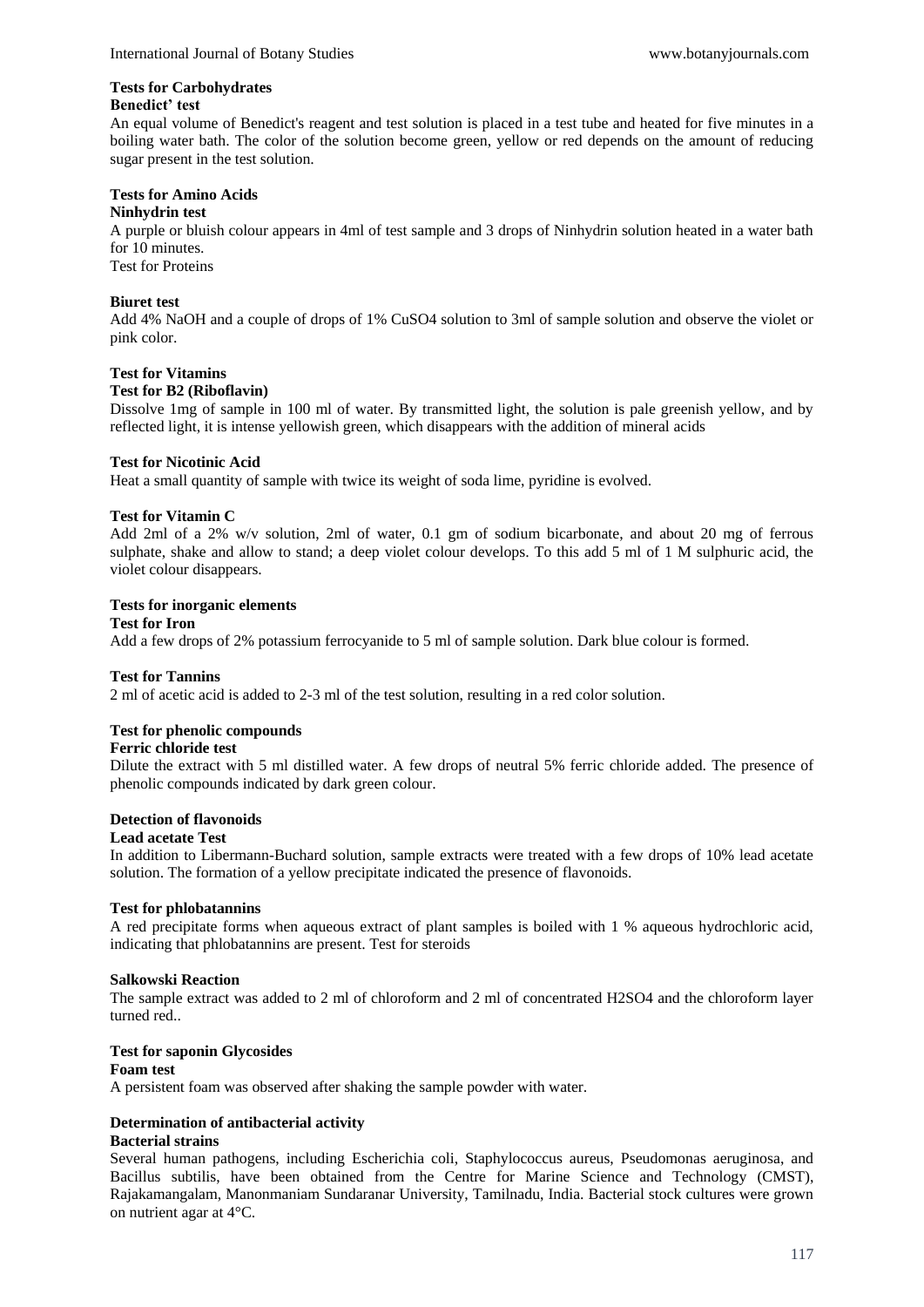### Tests for Carbohydrates

**Benedict' test**

An equal volume of Benedict's reagent and test solution is placed in a test tube and heated for five minutes in a boiling water bath. The color of the solution become green, yellow or red depends on the amount of reducing sugar present in the test solution.

### Tests for Amino Acids

**Ninhydrin test**

A purple or bluish colour appears in 4ml of test sample and 3 drops of Ninhydrin solution heated in a water bath for 10 minutes.

Test for Proteins

**Biuret test**

Add 4% NaOH and a couple of drops of 1% $CuSO_4$ solution to 3ml of sample solution and observe the violet or pink color.

### Test for Vitamins

**Test for B2 (Riboflavin)**

Dissolve 1mg of sample in 100 ml of water. By transmitted light, the solution is pale greenish yellow, and by reflected light, it is intense yellowish green, which disappears with the addition of mineral acids

**Test for Nicotinic Acid**

Heat a small quantity of sample with twice its weight of soda lime, pyridine is evolved.

**Test for Vitamin C**

Add 2ml of a 2% w/v solution, 2ml of water, 0.1 gm of sodium bicarbonate, and about 20 mg of ferrous sulphate, shake and allow to stand; a deep violet colour develops. To this add 5 ml of 1 M sulphuric acid, the violet colour disappears.

### Tests for inorganic elements

**Test for Iron**

Add a few drops of 2% potassium ferrocyanide to 5 ml of sample solution. Dark blue colour is formed.

**Test for Tannins**

2 ml of acetic acid is added to 2-3 ml of the test solution, resulting in a red color solution.

### Test for phenolic compounds

**Ferric chloride test**

Dilute the extract with 5 ml distilled water. A few drops of neutral 5% ferric chloride added. The presence of phenolic compounds indicated by dark green colour.

### Detection of flavonoids

**Lead acetate Test**

In addition to Libermann-Buchard solution, sample extracts were treated with a few drops of 10% lead acetate solution. The formation of a yellow precipitate indicated the presence of flavonoids.

**Test for phlobatannins**

A red precipitate forms when aqueous extract of plant samples is boiled with 1 % aqueous hydrochloric acid, indicating that phlobatannins are present. Test for steroids

**Salkowski Reaction**

The sample extract was added to 2 ml of chloroform and 2 ml of concentrated $H_2SO_4$ and the chloroform layer turned red..

### Test for saponin Glycosides

**Foam test**

A persistent foam was observed after shaking the sample powder with water.

### Determination of antibacterial activity

**Bacterial strains**

Several human pathogens, including Escherichia coli, Staphylococcus aureus, Pseudomonas aeruginosa, and Bacillus subtilis, have been obtained from the Centre for Marine Science and Technology (CMST), Rajakamangalam, Manonmaniam Sundaranar University, Tamilnadu, India. Bacterial stock cultures were grown on nutrient agar at 4°C.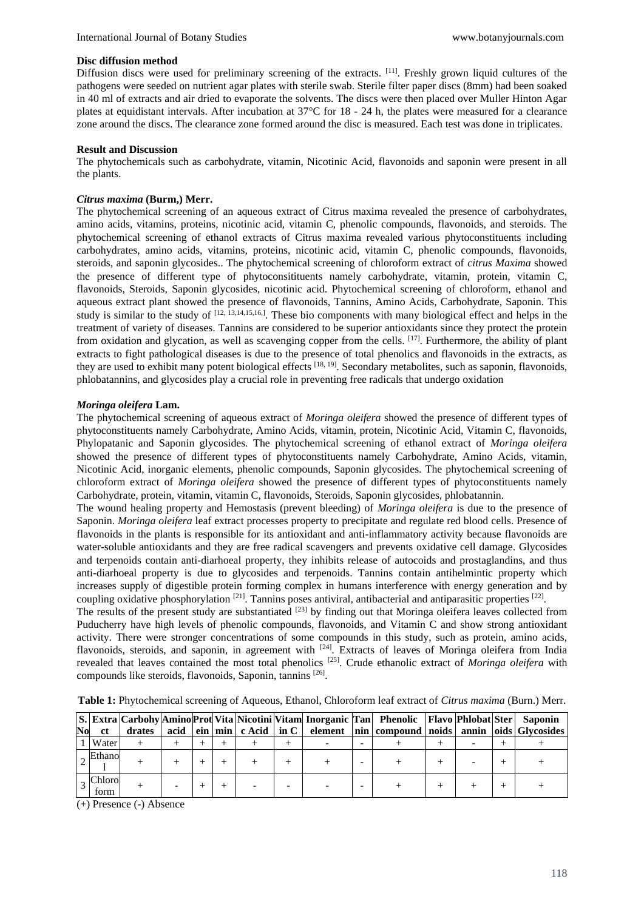**Disc diffusion method**

Diffusion discs were used for preliminary screening of the extracts. [11]. Freshly grown liquid cultures of the pathogens were seeded on nutrient agar plates with sterile swab. Sterile filter paper discs (8mm) had been soaked in 40 ml of extracts and air dried to evaporate the solvents. The discs were then placed over Muller Hinton Agar plates at equidistant intervals. After incubation at 37°C for 18 - 24 h, the plates were measured for a clearance zone around the discs. The clearance zone formed around the disc is measured. Each test was done in triplicates.

**Result and Discussion**

The phytochemicals such as carbohydrate, vitamin, Nicotinic Acid, flavonoids and saponin were present in all the plants.

***Citrus maxima* (Burm,) Merr.**

The phytochemical screening of an aqueous extract of Citrus maxima revealed the presence of carbohydrates, amino acids, vitamins, proteins, nicotinic acid, vitamin C, phenolic compounds, flavonoids, and steroids. The phytochemical screening of ethanol extracts of Citrus maxima revealed various phytoconstituents including carbohydrates, amino acids, vitamins, proteins, nicotinic acid, vitamin C, phenolic compounds, flavonoids, steroids, and saponin glycosides.. The phytochemical screening of chloroform extract of *citrus Maxima* showed the presence of different type of phytoconsitituents namely carbohydrate, vitamin, protein, vitamin C, flavonoids, Steroids, Saponin glycosides, nicotinic acid. Phytochemical screening of chloroform, ethanol and aqueous extract plant showed the presence of flavonoids, Tannins, Amino Acids, Carbohydrate, Saponin. This study is similar to the study of [12, 13,14,15,16,]. These bio components with many biological effect and helps in the treatment of variety of diseases. Tannins are considered to be superior antioxidants since they protect the protein from oxidation and glycation, as well as scavenging copper from the cells. [17]. Furthermore, the ability of plant extracts to fight pathological diseases is due to the presence of total phenolics and flavonoids in the extracts, as they are used to exhibit many potent biological effects [18, 19]. Secondary metabolites, such as saponin, flavonoids, phlobatannins, and glycosides play a crucial role in preventing free radicals that undergo oxidation

***Moringa oleifera* Lam.**

The phytochemical screening of aqueous extract of *Moringa oleifera* showed the presence of different types of phytoconstituents namely Carbohydrate, Amino Acids, vitamin, protein, Nicotinic Acid, Vitamin C, flavonoids, Phylopatanic and Saponin glycosides. The phytochemical screening of ethanol extract of *Moringa oleifera* showed the presence of different types of phytoconstituents namely Carbohydrate, Amino Acids, vitamin, Nicotinic Acid, inorganic elements, phenolic compounds, Saponin glycosides. The phytochemical screening of chloroform extract of *Moringa oleifera* showed the presence of different types of phytoconstituents namely Carbohydrate, protein, vitamin, vitamin C, flavonoids, Steroids, Saponin glycosides, phlobatannin.

The wound healing property and Hemostasis (prevent bleeding) of *Moringa oleifera* is due to the presence of Saponin. *Moringa oleifera* leaf extract processes property to precipitate and regulate red blood cells. Presence of flavonoids in the plants is responsible for its antioxidant and anti-inflammatory activity because flavonoids are water-soluble antioxidants and they are free radical scavengers and prevents oxidative cell damage. Glycosides and terpenoids contain anti-diarhoeal property, they inhibits release of autocoids and prostaglandins, and thus anti-diarhoeal property is due to glycosides and terpenoids. Tannins contain antihelmintic property which increases supply of digestible protein forming complex in humans interference with energy generation and by coupling oxidative phosphorylation [21]. Tannins poses antiviral, antibacterial and antiparasitic properties [22].

The results of the present study are substantiated [23] by finding out that Moringa oleifera leaves collected from Puducherry have high levels of phenolic compounds, flavonoids, and Vitamin C and show strong antioxidant activity. There were stronger concentrations of some compounds in this study, such as protein, amino acids, flavonoids, steroids, and saponin, in agreement with [24]. Extracts of leaves of Moringa oleifera from India revealed that leaves contained the most total phenolics [25]. Crude ethanolic extract of *Moringa oleifera* with compounds like steroids, flavonoids, Saponin, tannins [26].

**Table 1:** Phytochemical screening of Aqueous, Ethanol, Chloroform leaf extract of *Citrus maxima* (Burn.) Merr.

| S. No | Extract | Carbohydrates | Amino acid | Protein | Vitamin | Nicotinic Acid | Vitamin C | Inorganic element | Tannin | Phenolic compound | Flavonoids | Phlobatannin | Steroids | Saponin Glycosides |
|---|---|---|---|---|---|---|---|---|---|---|---|---|---|---|
| 1 | Water | + | + | + | + | + | + | - | - | + | + | - | + | + |
| 2 | Ethanol | + | + | + | + | + | + | + | - | + | + | - | + | + |
| 3 | Chloroform | + | - | + | + | - | - | - | - | + | + | + | + | + |

(+) Presence (-) Absence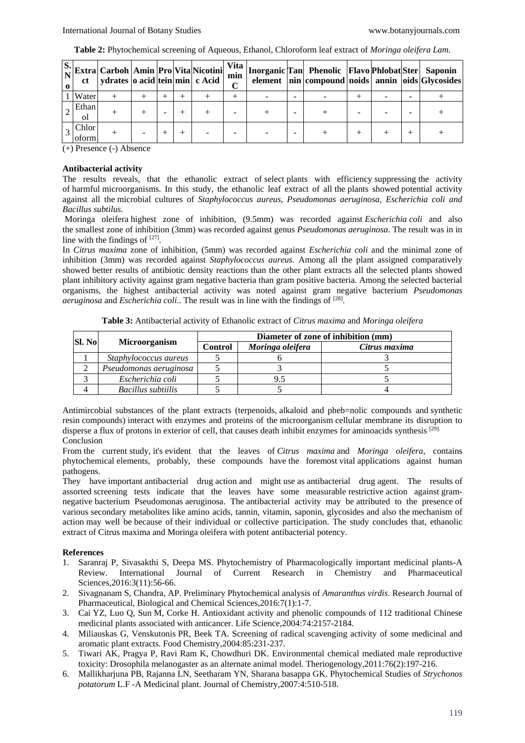**Table 2:** Phytochemical screening of Aqueous, Ethanol, Chloroform leaf extract of *Moringa oleifera Lam.*

| S. No | Extract | Carbohydrates | Amino acid | Protein | Vitamin | Nicotinic Acid | Vitamin C | Inorganic element | Tannin | Phenolic compound | Flavonoids | Phlobatannin | Steroids | Saponin Glycosides |
|---|---|---|---|---|---|---|---|---|---|---|---|---|---|---|
| 1 | Water | + | + | + | + | + | + | - | - | - | + | - | - | + |
| 2 | Ethanol | + | + | - | + | + | - | + | - | + | - | - | - | + |
| 3 | Chloroform | + | - | + | + | - | - | - | - | + | + | + | + | + |

(+) Presence (-) Absence

**Antibacterial activity**

The results reveals, that the ethanolic extract of select plants with efficiency suppressing the activity of harmful microorganisms. In this study, the ethanolic leaf extract of all the plants showed potential activity against all the microbial cultures of *Staphylococcus aureus, Pseudomonas aeruginosa, Escherichia coli and Bacillus subtilus.*

Moringa oleifera highest zone of inhibition, (9.5mm) was recorded against *Escherichia coli* and also the smallest zone of inhibition (3mm) was recorded against genus *Pseudomonas aeruginosa*. The result was in in line with the findings of [27].

In *Citrus maxima* zone of inhibition, (5mm) was recorded against *Escherichia coli* and the minimal zone of inhibition (3mm) was recorded against *Staphylococcus aureus.* Among all the plant assigned comparatively showed better results of antibiotic density reactions than the other plant extracts all the selected plants showed plant inhibitory activity against gram negative bacteria than gram positive bacteria. Among the selected bacterial organisms, the highest antibacterial activity was noted against gram negative bacterium *Pseudomonas aeruginosa* and *Escherichia coli*.. The result was in line with the findings of [28].

**Table 3:** Antibacterial activity of Ethanolic extract of *Citrus maxima* and *Moringa oleifera*

| Sl. No | Microorganism | Diameter of zone of inhibition (mm) | | |
|---|---|---|---|---|
| | | Control | *Moringa oleifera* | *Citrus maxima* |
| 1 | *Staphylococcus aureus* | 5 | 6 | 3 |
| 2 | *Pseudomonas aeruginosa* | 5 | 3 | 5 |
| 3 | *Escherichia coli* | 5 | 9.5 | 5 |
| 4 | *Bacillus subtiilis* | 5 | 5 | 4 |

Antimircobial substances of the plant extracts (terpenoids, alkaloid and pheb=nolic compounds and synthetic resin compounds) interact with enzymes and proteins of the microorganism cellular membrane its disruption to disperse a flux of protons in exterior of cell, that causes death inhibit enzymes for aminoacids synthesis [29].

Conclusion

From the current study, it's evident that the leaves of *Citrus maxima* and *Moringa oleifera*, contains phytochemical elements, probably, these compounds have the foremost vital applications against human pathogens.

They have important antibacterial drug action and might use as antibacterial drug agent. The results of assorted screening tests indicate that the leaves have some measurable restrictive action against gram-negative bacterium Pseudomonas aeruginosa. The antibacterial activity may be attributed to the presence of various secondary metabolites like amino acids, tannin, vitamin, saponin, glycosides and also the mechanism of action may well be because of their individual or collective participation. The study concludes that, ethanolic extract of Citrus maxima and Moringa oleifera with potent antibacterial potency.

**References**

1. Saranraj P, Sivasakthi S, Deepa MS. Phytochemistry of Pharmacologically important medicinal plants-A Review. International Journal of Current Research in Chemistry and Pharmaceutical Sciences,2016:3(11):56-66.
2. Sivagnanam S, Chandra, AP. Preliminary Phytochemical analysis of *Amaranthus virdis*. Research Journal of Pharmaceutical, Biological and Chemical Sciences,2016:7(1):1-7.
3. Cai YZ, Luo Q, Sun M, Corke H. Antioxidant activity and phenolic compounds of 112 traditional Chinese medicinal plants associated with anticancer. Life Science,2004:74:2157-2184.
4. Miliauskas G, Venskutonis PR, Beek TA. Screening of radical scavenging activity of some medicinal and aromatic plant extracts. Food Chemistry,2004:85:231-237.
5. Tiwari AK, Pragya P, Ravi Ram K, Chowdhuri DK. Environmental chemical mediated male reproductive toxicity: Drosophila melanogaster as an alternate animal model. Theriogenology,2011:76(2):197-216.
6. Mallikharjuna PB, Rajanna LN, Seetharam YN, Sharana basappa GK. Phytochemical Studies of *Strychonos potatorum* L.F -A Medicinal plant. Journal of Chemistry,2007:4:510-518.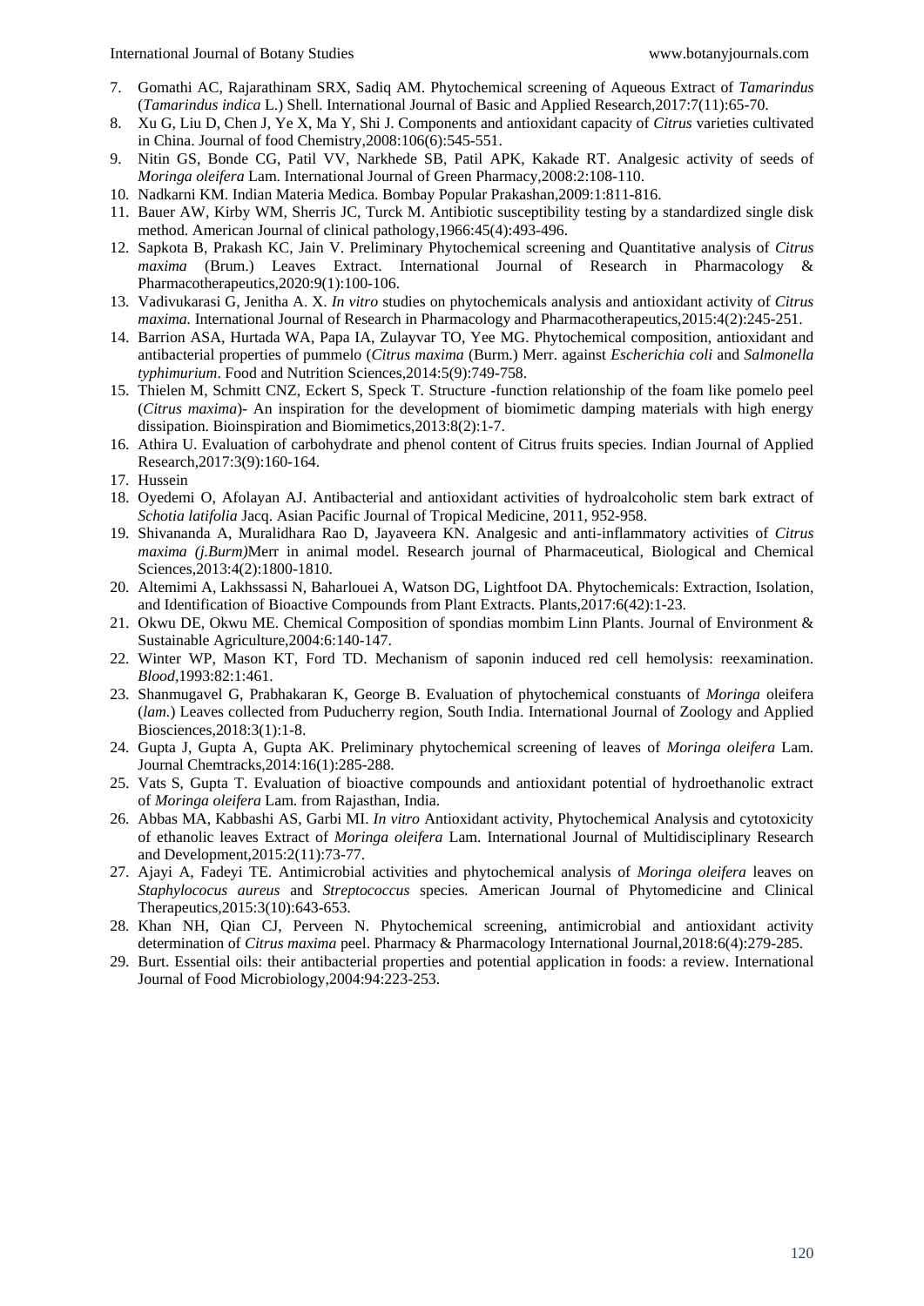7. Gomathi AC, Rajarathinam SRX, Sadiq AM. Phytochemical screening of Aqueous Extract of *Tamarindus* (*Tamarindus indica* L.) Shell. International Journal of Basic and Applied Research,2017:7(11):65-70.
8. Xu G, Liu D, Chen J, Ye X, Ma Y, Shi J. Components and antioxidant capacity of *Citrus* varieties cultivated in China. Journal of food Chemistry,2008:106(6):545-551.
9. Nitin GS, Bonde CG, Patil VV, Narkhede SB, Patil APK, Kakade RT. Analgesic activity of seeds of *Moringa oleifera* Lam. International Journal of Green Pharmacy,2008:2:108-110.
10. Nadkarni KM. Indian Materia Medica. Bombay Popular Prakashan,2009:1:811-816.
11. Bauer AW, Kirby WM, Sherris JC, Turck M. Antibiotic susceptibility testing by a standardized single disk method. American Journal of clinical pathology,1966:45(4):493-496.
12. Sapkota B, Prakash KC, Jain V. Preliminary Phytochemical screening and Quantitative analysis of *Citrus maxima* (Brum.) Leaves Extract. International Journal of Research in Pharmacology & Pharmacotherapeutics,2020:9(1):100-106.
13. Vadivukarasi G, Jenitha A. X. *In vitro* studies on phytochemicals analysis and antioxidant activity of *Citrus maxima.* International Journal of Research in Pharmacology and Pharmacotherapeutics,2015:4(2):245-251.
14. Barrion ASA, Hurtada WA, Papa IA, Zulayvar TO, Yee MG. Phytochemical composition, antioxidant and antibacterial properties of pummelo (*Citrus maxima* (Burm.) Merr. against *Escherichia coli* and *Salmonella typhimurium*. Food and Nutrition Sciences,2014:5(9):749-758.
15. Thielen M, Schmitt CNZ, Eckert S, Speck T. Structure -function relationship of the foam like pomelo peel (*Citrus maxima*)- An inspiration for the development of biomimetic damping materials with high energy dissipation. Bioinspiration and Biomimetics,2013:8(2):1-7.
16. Athira U. Evaluation of carbohydrate and phenol content of Citrus fruits species. Indian Journal of Applied Research,2017:3(9):160-164.
17. Hussein
18. Oyedemi O, Afolayan AJ. Antibacterial and antioxidant activities of hydroalcoholic stem bark extract of *Schotia latifolia* Jacq. Asian Pacific Journal of Tropical Medicine, 2011, 952-958.
19. Shivananda A, Muralidhara Rao D, Jayaveera KN. Analgesic and anti-inflammatory activities of *Citrus maxima (j.Burm)*Merr in animal model. Research journal of Pharmaceutical, Biological and Chemical Sciences,2013:4(2):1800-1810.
20. Altemimi A, Lakhssassi N, Baharlouei A, Watson DG, Lightfoot DA. Phytochemicals: Extraction, Isolation, and Identification of Bioactive Compounds from Plant Extracts. Plants,2017:6(42):1-23.
21. Okwu DE, Okwu ME. Chemical Composition of spondias mombim Linn Plants. Journal of Environment & Sustainable Agriculture,2004:6:140-147.
22. Winter WP, Mason KT, Ford TD. Mechanism of saponin induced red cell hemolysis: reexamination. *Blood*,1993:82:1:461.
23. Shanmugavel G, Prabhakaran K, George B. Evaluation of phytochemical constuants of *Moringa* oleifera (*lam.*) Leaves collected from Puducherry region, South India. International Journal of Zoology and Applied Biosciences,2018:3(1):1-8.
24. Gupta J, Gupta A, Gupta AK. Preliminary phytochemical screening of leaves of *Moringa oleifera* Lam. Journal Chemtracks,2014:16(1):285-288.
25. Vats S, Gupta T. Evaluation of bioactive compounds and antioxidant potential of hydroethanolic extract of *Moringa oleifera* Lam. from Rajasthan, India.
26. Abbas MA, Kabbashi AS, Garbi MI. *In vitro* Antioxidant activity, Phytochemical Analysis and cytotoxicity of ethanolic leaves Extract of *Moringa oleifera* Lam. International Journal of Multidisciplinary Research and Development,2015:2(11):73-77.
27. Ajayi A, Fadeyi TE. Antimicrobial activities and phytochemical analysis of *Moringa oleifera* leaves on *Staphylococus aureus* and *Streptococcus* species. American Journal of Phytomedicine and Clinical Therapeutics,2015:3(10):643-653.
28. Khan NH, Qian CJ, Perveen N. Phytochemical screening, antimicrobial and antioxidant activity determination of *Citrus maxima* peel. Pharmacy & Pharmacology International Journal,2018:6(4):279-285.
29. Burt. Essential oils: their antibacterial properties and potential application in foods: a review. International Journal of Food Microbiology,2004:94:223-253.